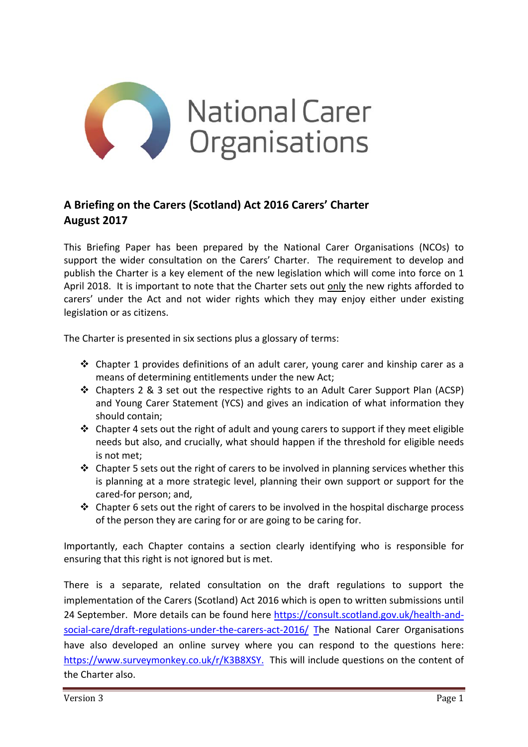National Carer Organisations

## A Briefing on the Carers (Scotland) Act 2016 Carers' Charter
## August 2017

This Briefing Paper has been prepared by the National Carer Organisations (NCOs) to support the wider consultation on the Carers' Charter. The requirement to develop and publish the Charter is a key element of the new legislation which will come into force on 1 April 2018. It is important to note that the Charter sets out only the new rights afforded to carers' under the Act and not wider rights which they may enjoy either under existing legislation or as citizens.

The Charter is presented in six sections plus a glossary of terms:

- Chapter 1 provides definitions of an adult carer, young carer and kinship carer as a means of determining entitlements under the new Act;
- Chapters 2 & 3 set out the respective rights to an Adult Carer Support Plan (ACSP) and Young Carer Statement (YCS) and gives an indication of what information they should contain;
- Chapter 4 sets out the right of adult and young carers to support if they meet eligible needs but also, and crucially, what should happen if the threshold for eligible needs is not met;
- Chapter 5 sets out the right of carers to be involved in planning services whether this is planning at a more strategic level, planning their own support or support for the cared-for person; and,
- Chapter 6 sets out the right of carers to be involved in the hospital discharge process of the person they are caring for or are going to be caring for.

Importantly, each Chapter contains a section clearly identifying who is responsible for ensuring that this right is not ignored but is met.

There is a separate, related consultation on the draft regulations to support the implementation of the Carers (Scotland) Act 2016 which is open to written submissions until 24 September. More details can be found here https://consult.scotland.gov.uk/health-and-social-care/draft-regulations-under-the-carers-act-2016/ The National Carer Organisations have also developed an online survey where you can respond to the questions here: https://www.surveymonkey.co.uk/r/K3B8XSY. This will include questions on the content of the Charter also.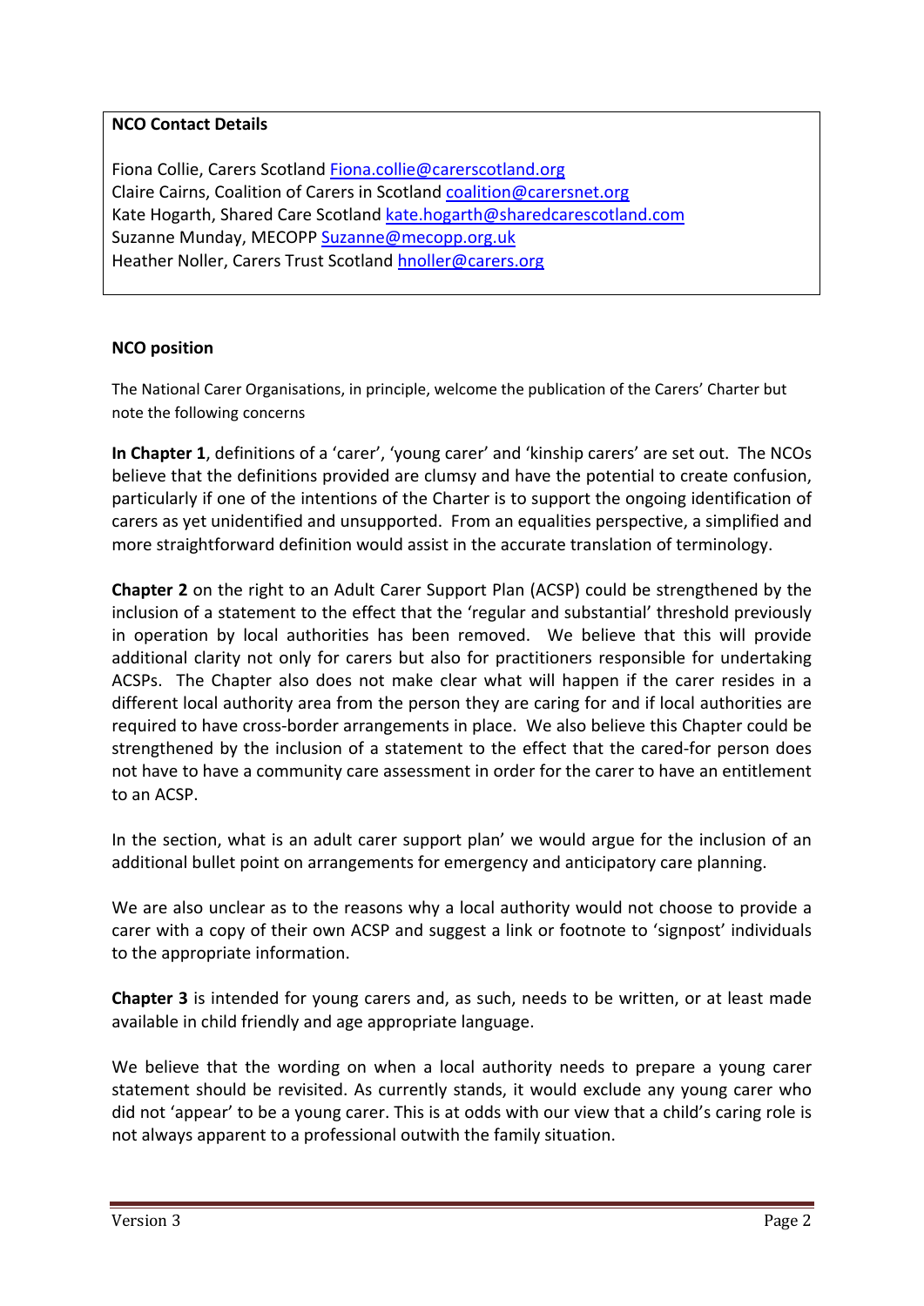**NCO Contact Details**

Fiona Collie, Carers Scotland Fiona.collie@carerscotland.org
Claire Cairns, Coalition of Carers in Scotland coalition@carersnet.org
Kate Hogarth, Shared Care Scotland kate.hogarth@sharedcarescotland.com
Suzanne Munday, MECOPP Suzanne@mecopp.org.uk
Heather Noller, Carers Trust Scotland hnoller@carers.org

**NCO position**

The National Carer Organisations, in principle, welcome the publication of the Carers' Charter but note the following concerns

**In Chapter 1**, definitions of a 'carer', 'young carer' and 'kinship carers' are set out. The NCOs believe that the definitions provided are clumsy and have the potential to create confusion, particularly if one of the intentions of the Charter is to support the ongoing identification of carers as yet unidentified and unsupported. From an equalities perspective, a simplified and more straightforward definition would assist in the accurate translation of terminology.

**Chapter 2** on the right to an Adult Carer Support Plan (ACSP) could be strengthened by the inclusion of a statement to the effect that the 'regular and substantial' threshold previously in operation by local authorities has been removed. We believe that this will provide additional clarity not only for carers but also for practitioners responsible for undertaking ACSPs. The Chapter also does not make clear what will happen if the carer resides in a different local authority area from the person they are caring for and if local authorities are required to have cross-border arrangements in place. We also believe this Chapter could be strengthened by the inclusion of a statement to the effect that the cared-for person does not have to have a community care assessment in order for the carer to have an entitlement to an ACSP.

In the section, what is an adult carer support plan' we would argue for the inclusion of an additional bullet point on arrangements for emergency and anticipatory care planning.

We are also unclear as to the reasons why a local authority would not choose to provide a carer with a copy of their own ACSP and suggest a link or footnote to 'signpost' individuals to the appropriate information.

**Chapter 3** is intended for young carers and, as such, needs to be written, or at least made available in child friendly and age appropriate language.

We believe that the wording on when a local authority needs to prepare a young carer statement should be revisited. As currently stands, it would exclude any young carer who did not 'appear' to be a young carer. This is at odds with our view that a child's caring role is not always apparent to a professional outwith the family situation.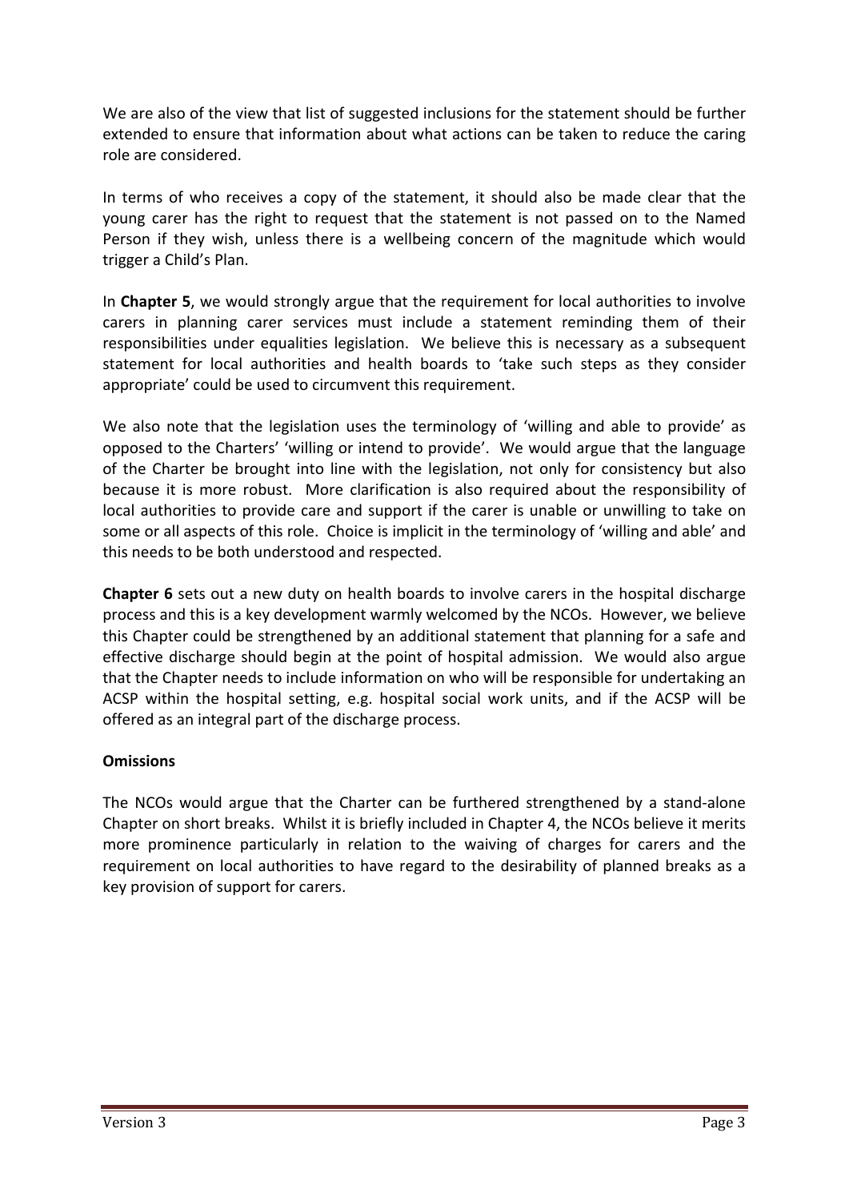We are also of the view that list of suggested inclusions for the statement should be further extended to ensure that information about what actions can be taken to reduce the caring role are considered.

In terms of who receives a copy of the statement, it should also be made clear that the young carer has the right to request that the statement is not passed on to the Named Person if they wish, unless there is a wellbeing concern of the magnitude which would trigger a Child's Plan.

In **Chapter 5**, we would strongly argue that the requirement for local authorities to involve carers in planning carer services must include a statement reminding them of their responsibilities under equalities legislation. We believe this is necessary as a subsequent statement for local authorities and health boards to 'take such steps as they consider appropriate' could be used to circumvent this requirement.

We also note that the legislation uses the terminology of 'willing and able to provide' as opposed to the Charters' 'willing or intend to provide'. We would argue that the language of the Charter be brought into line with the legislation, not only for consistency but also because it is more robust. More clarification is also required about the responsibility of local authorities to provide care and support if the carer is unable or unwilling to take on some or all aspects of this role. Choice is implicit in the terminology of 'willing and able' and this needs to be both understood and respected.

**Chapter 6** sets out a new duty on health boards to involve carers in the hospital discharge process and this is a key development warmly welcomed by the NCOs. However, we believe this Chapter could be strengthened by an additional statement that planning for a safe and effective discharge should begin at the point of hospital admission. We would also argue that the Chapter needs to include information on who will be responsible for undertaking an ACSP within the hospital setting, e.g. hospital social work units, and if the ACSP will be offered as an integral part of the discharge process.

**Omissions**

The NCOs would argue that the Charter can be furthered strengthened by a stand-alone Chapter on short breaks. Whilst it is briefly included in Chapter 4, the NCOs believe it merits more prominence particularly in relation to the waiving of charges for carers and the requirement on local authorities to have regard to the desirability of planned breaks as a key provision of support for carers.